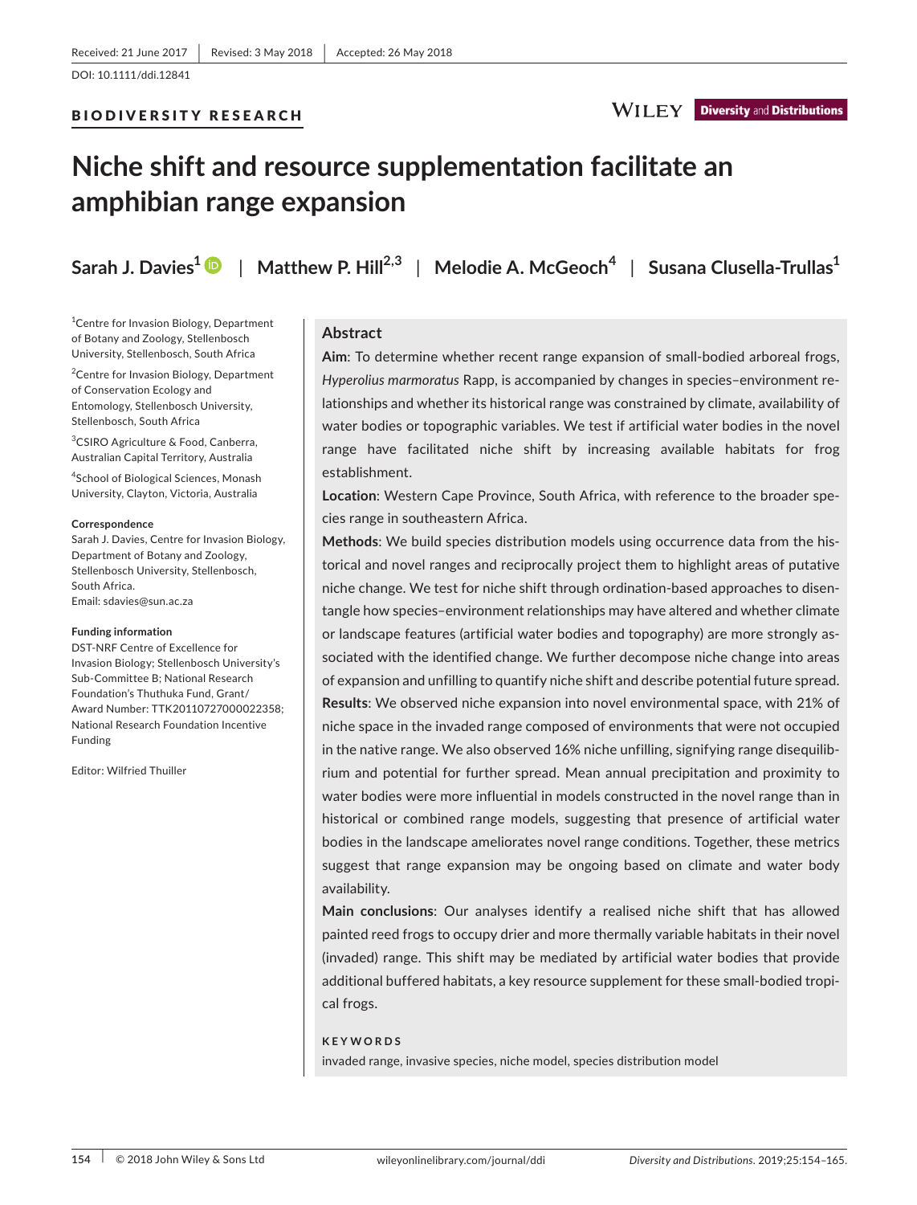Received: 21 June 2017 | Revised: 3 May 2018 | Accepted: 26 May 2018

DOI: 10.1111/ddi.12841

BIODIVERSITY RESEARCH

# Niche shift and resource supplementation facilitate an amphibian range expansion

**Sarah J. Davies[1]** | **Matthew P. Hill[2,3]** | **Melodie A. McGeoch[4]** | **Susana Clusella-Trullas[1]**

[1]Centre for Invasion Biology, Department of Botany and Zoology, Stellenbosch University, Stellenbosch, South Africa

[2]Centre for Invasion Biology, Department of Conservation Ecology and Entomology, Stellenbosch University, Stellenbosch, South Africa

[3]CSIRO Agriculture & Food, Canberra, Australian Capital Territory, Australia

[4]School of Biological Sciences, Monash University, Clayton, Victoria, Australia

**Correspondence**
Sarah J. Davies, Centre for Invasion Biology, Department of Botany and Zoology, Stellenbosch University, Stellenbosch, South Africa.
Email: sdavies@sun.ac.za

**Funding information**
DST-NRF Centre of Excellence for Invasion Biology; Stellenbosch University's Sub-Committee B; National Research Foundation's Thuthuka Fund, Grant/Award Number: TTK20110727000022358; National Research Foundation Incentive Funding

Editor: Wilfried Thuiller

## Abstract

**Aim**: To determine whether recent range expansion of small-bodied arboreal frogs, *Hyperolius marmoratus* Rapp, is accompanied by changes in species–environment relationships and whether its historical range was constrained by climate, availability of water bodies or topographic variables. We test if artificial water bodies in the novel range have facilitated niche shift by increasing available habitats for frog establishment.

**Location**: Western Cape Province, South Africa, with reference to the broader species range in southeastern Africa.

**Methods**: We build species distribution models using occurrence data from the historical and novel ranges and reciprocally project them to highlight areas of putative niche change. We test for niche shift through ordination-based approaches to disentangle how species–environment relationships may have altered and whether climate or landscape features (artificial water bodies and topography) are more strongly associated with the identified change. We further decompose niche change into areas of expansion and unfilling to quantify niche shift and describe potential future spread.

**Results**: We observed niche expansion into novel environmental space, with 21% of niche space in the invaded range composed of environments that were not occupied in the native range. We also observed 16% niche unfilling, signifying range disequilibrium and potential for further spread. Mean annual precipitation and proximity to water bodies were more influential in models constructed in the novel range than in historical or combined range models, suggesting that presence of artificial water bodies in the landscape ameliorates novel range conditions. Together, these metrics suggest that range expansion may be ongoing based on climate and water body availability.

**Main conclusions**: Our analyses identify a realised niche shift that has allowed painted reed frogs to occupy drier and more thermally variable habitats in their novel (invaded) range. This shift may be mediated by artificial water bodies that provide additional buffered habitats, a key resource supplement for these small-bodied tropical frogs.

**KEYWORDS**

invaded range, invasive species, niche model, species distribution model

© 2018 John Wiley & Sons Ltd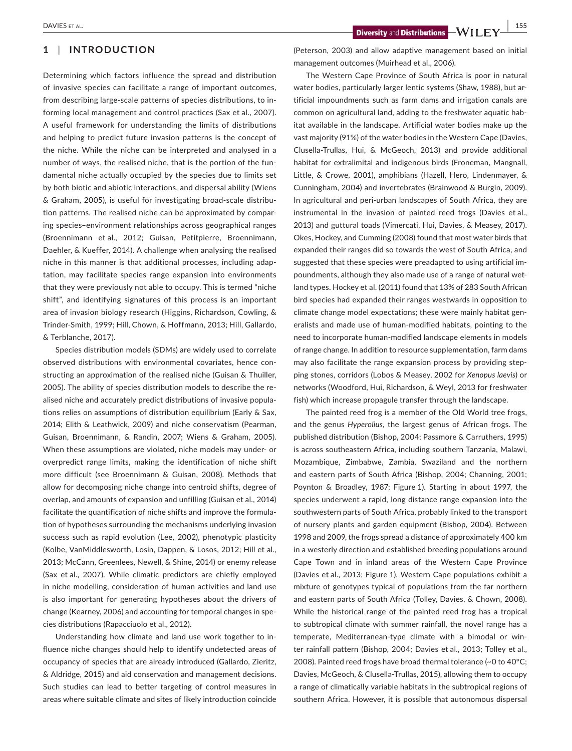## 1 | INTRODUCTION

Determining which factors influence the spread and distribution of invasive species can facilitate a range of important outcomes, from describing large-scale patterns of species distributions, to informing local management and control practices (Sax et al., 2007). A useful framework for understanding the limits of distributions and helping to predict future invasion patterns is the concept of the niche. While the niche can be interpreted and analysed in a number of ways, the realised niche, that is the portion of the fundamental niche actually occupied by the species due to limits set by both biotic and abiotic interactions, and dispersal ability (Wiens & Graham, 2005), is useful for investigating broad-scale distribution patterns. The realised niche can be approximated by comparing species–environment relationships across geographical ranges (Broennimann et al., 2012; Guisan, Petitpierre, Broennimann, Daehler, & Kueffer, 2014). A challenge when analysing the realised niche in this manner is that additional processes, including adaptation, may facilitate species range expansion into environments that they were previously not able to occupy. This is termed "niche shift", and identifying signatures of this process is an important area of invasion biology research (Higgins, Richardson, Cowling, & Trinder-Smith, 1999; Hill, Chown, & Hoffmann, 2013; Hill, Gallardo, & Terblanche, 2017).

Species distribution models (SDMs) are widely used to correlate observed distributions with environmental covariates, hence constructing an approximation of the realised niche (Guisan & Thuiller, 2005). The ability of species distribution models to describe the realised niche and accurately predict distributions of invasive populations relies on assumptions of distribution equilibrium (Early & Sax, 2014; Elith & Leathwick, 2009) and niche conservatism (Pearman, Guisan, Broennimann, & Randin, 2007; Wiens & Graham, 2005). When these assumptions are violated, niche models may under- or overpredict range limits, making the identification of niche shift more difficult (see Broennimann & Guisan, 2008). Methods that allow for decomposing niche change into centroid shifts, degree of overlap, and amounts of expansion and unfilling (Guisan et al., 2014) facilitate the quantification of niche shifts and improve the formulation of hypotheses surrounding the mechanisms underlying invasion success such as rapid evolution (Lee, 2002), phenotypic plasticity (Kolbe, VanMiddlesworth, Losin, Dappen, & Losos, 2012; Hill et al., 2013; McCann, Greenlees, Newell, & Shine, 2014) or enemy release (Sax et al., 2007). While climatic predictors are chiefly employed in niche modelling, consideration of human activities and land use is also important for generating hypotheses about the drivers of change (Kearney, 2006) and accounting for temporal changes in species distributions (Rapacciuolo et al., 2012).

Understanding how climate and land use work together to influence niche changes should help to identify undetected areas of occupancy of species that are already introduced (Gallardo, Zieritz, & Aldridge, 2015) and aid conservation and management decisions. Such studies can lead to better targeting of control measures in areas where suitable climate and sites of likely introduction coincide (Peterson, 2003) and allow adaptive management based on initial management outcomes (Muirhead et al., 2006).

The Western Cape Province of South Africa is poor in natural water bodies, particularly larger lentic systems (Shaw, 1988), but artificial impoundments such as farm dams and irrigation canals are common on agricultural land, adding to the freshwater aquatic habitat available in the landscape. Artificial water bodies make up the vast majority (91%) of the water bodies in the Western Cape (Davies, Clusella-Trullas, Hui, & McGeoch, 2013) and provide additional habitat for extralimital and indigenous birds (Froneman, Mangnall, Little, & Crowe, 2001), amphibians (Hazell, Hero, Lindenmayer, & Cunningham, 2004) and invertebrates (Brainwood & Burgin, 2009). In agricultural and peri-urban landscapes of South Africa, they are instrumental in the invasion of painted reed frogs (Davies et al., 2013) and guttural toads (Vimercati, Hui, Davies, & Measey, 2017). Okes, Hockey, and Cumming (2008) found that most water birds that expanded their ranges did so towards the west of South Africa, and suggested that these species were preadapted to using artificial impoundments, although they also made use of a range of natural wetland types. Hockey et al. (2011) found that 13% of 283 South African bird species had expanded their ranges westwards in opposition to climate change model expectations; these were mainly habitat generalists and made use of human-modified habitats, pointing to the need to incorporate human-modified landscape elements in models of range change. In addition to resource supplementation, farm dams may also facilitate the range expansion process by providing stepping stones, corridors (Lobos & Measey, 2002 for *Xenopus laevis*) or networks (Woodford, Hui, Richardson, & Weyl, 2013 for freshwater fish) which increase propagule transfer through the landscape.

The painted reed frog is a member of the Old World tree frogs, and the genus *Hyperolius*, the largest genus of African frogs. The published distribution (Bishop, 2004; Passmore & Carruthers, 1995) is across southeastern Africa, including southern Tanzania, Malawi, Mozambique, Zimbabwe, Zambia, Swaziland and the northern and eastern parts of South Africa (Bishop, 2004; Channing, 2001; Poynton & Broadley, 1987; Figure 1). Starting in about 1997, the species underwent a rapid, long distance range expansion into the southwestern parts of South Africa, probably linked to the transport of nursery plants and garden equipment (Bishop, 2004). Between 1998 and 2009, the frogs spread a distance of approximately 400 km in a westerly direction and established breeding populations around Cape Town and in inland areas of the Western Cape Province (Davies et al., 2013; Figure 1). Western Cape populations exhibit a mixture of genotypes typical of populations from the far northern and eastern parts of South Africa (Tolley, Davies, & Chown, 2008). While the historical range of the painted reed frog has a tropical to subtropical climate with summer rainfall, the novel range has a temperate, Mediterranean-type climate with a bimodal or winter rainfall pattern (Bishop, 2004; Davies et al., 2013; Tolley et al., 2008). Painted reed frogs have broad thermal tolerance (~0 to 40°C; Davies, McGeoch, & Clusella-Trullas, 2015), allowing them to occupy a range of climatically variable habitats in the subtropical regions of southern Africa. However, it is possible that autonomous dispersal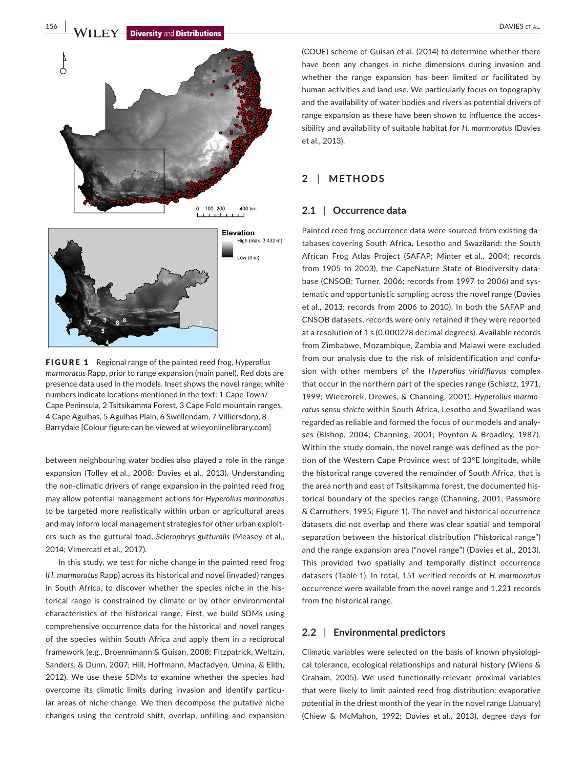Elevation

High (max. 3,432 m)

Low (0 m)

0 100 200 400 km

1 Cape Town/ 2 3 4 5 6 7 8

**FIGURE 1** Regional range of the painted reed frog, *Hyperolius marmoratus* Rapp, prior to range expansion (main panel). Red dots are presence data used in the models. Inset shows the novel range; white numbers indicate locations mentioned in the text: 1 Cape Town/Cape Peninsula, 2 Tsitsikamma Forest, 3 Cape Fold mountain ranges, 4 Cape Agulhas, 5 Agulhas Plain, 6 Swellendam, 7 Villiersdorp, 8 Barrydale [Colour figure can be viewed at wileyonlinelibrary.com]

between neighbouring water bodies also played a role in the range expansion (Tolley et al., 2008; Davies et al., 2013). Understanding the non-climatic drivers of range expansion in the painted reed frog may allow potential management actions for *Hyperolius marmoratus* to be targeted more realistically within urban or agricultural areas and may inform local management strategies for other urban exploiters such as the guttural toad, *Sclerophrys gutturalis* (Measey et al., 2014; Vimercati et al., 2017).

In this study, we test for niche change in the painted reed frog (*H. marmoratus* Rapp) across its historical and novel (invaded) ranges in South Africa, to discover whether the species niche in the historical range is constrained by climate or by other environmental characteristics of the historical range. First, we build SDMs using comprehensive occurrence data for the historical and novel ranges of the species within South Africa and apply them in a reciprocal framework (e.g., Broennimann & Guisan, 2008; Fitzpatrick, Weltzin, Sanders, & Dunn, 2007; Hill, Hoffmann, Macfadyen, Umina, & Elith, 2012). We use these SDMs to examine whether the species had overcome its climatic limits during invasion and identify particular areas of niche change. We then decompose the putative niche changes using the centroid shift, overlap, unfilling and expansion (COUE) scheme of Guisan et al. (2014) to determine whether there have been any changes in niche dimensions during invasion and whether the range expansion has been limited or facilitated by human activities and land use. We particularly focus on topography and the availability of water bodies and rivers as potential drivers of range expansion as these have been shown to influence the accessibility and availability of suitable habitat for *H. marmoratus* (Davies et al., 2013).

## 2 | METHODS

### 2.1 | Occurrence data

Painted reed frog occurrence data were sourced from existing databases covering South Africa, Lesotho and Swaziland: the South African Frog Atlas Project (SAFAP; Minter et al., 2004; records from 1905 to 2003), the CapeNature State of Biodiversity database (CNSOB; Turner, 2006; records from 1997 to 2006) and systematic and opportunistic sampling across the novel range (Davies et al., 2013; records from 2006 to 2010). In both the SAFAP and CNSOB datasets, records were only retained if they were reported at a resolution of 1 s (0.000278 decimal degrees). Available records from Zimbabwe, Mozambique, Zambia and Malawi were excluded from our analysis due to the risk of misidentification and confusion with other members of the *Hyperolius viridiflavus* complex that occur in the northern part of the species range (Schiøtz, 1971, 1999; Wieczorek, Drewes, & Channing, 2001). *Hyperolius marmoratus sensu stricto* within South Africa, Lesotho and Swaziland was regarded as reliable and formed the focus of our models and analyses (Bishop, 2004; Channing, 2001; Poynton & Broadley, 1987). Within the study domain, the novel range was defined as the portion of the Western Cape Province west of 23°E longitude, while the historical range covered the remainder of South Africa, that is the area north and east of Tsitsikamma forest, the documented historical boundary of the species range (Channing, 2001; Passmore & Carruthers, 1995; Figure 1). The novel and historical occurrence datasets did not overlap and there was clear spatial and temporal separation between the historical distribution ("historical range") and the range expansion ("novel range") (Davies et al., 2013). This provided two spatially and temporally distinct occurrence datasets (Table 1). In total, 151 verified records of *H. marmoratus* occurrence were available from the novel range and 1,221 records from the historical range.

### 2.2 | Environmental predictors

Climatic variables were selected on the basis of known physiological tolerance, ecological relationships and natural history (Wiens & Graham, 2005). We used functionally-relevant proximal variables that were likely to limit painted reed frog distribution: evaporative potential in the driest month of the year in the novel range (January) (Chiew & McMahon, 1992; Davies et al., 2013), degree days for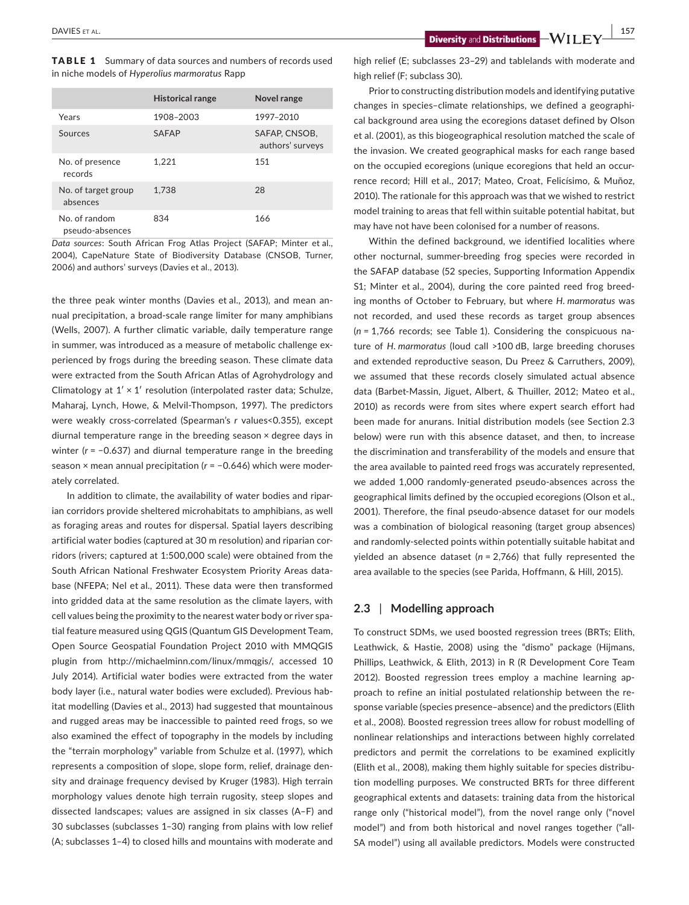**TABLE 1** Summary of data sources and numbers of records used in niche models of *Hyperolius marmoratus* Rapp

| | Historical range | Novel range |
|---|---|---|
| Years | 1908–2003 | 1997–2010 |
| Sources | SAFAP | SAFAP, CNSOB, authors' surveys |
| No. of presence records | 1,221 | 151 |
| No. of target group absences | 1,738 | 28 |
| No. of random pseudo-absences | 834 | 166 |

*Data sources*: South African Frog Atlas Project (SAFAP; Minter et al., 2004), CapeNature State of Biodiversity Database (CNSOB, Turner, 2006) and authors' surveys (Davies et al., 2013).

the three peak winter months (Davies et al., 2013), and mean annual precipitation, a broad-scale range limiter for many amphibians (Wells, 2007). A further climatic variable, daily temperature range in summer, was introduced as a measure of metabolic challenge experienced by frogs during the breeding season. These climate data were extracted from the South African Atlas of Agrohydrology and Climatology at 1′ × 1′ resolution (interpolated raster data; Schulze, Maharaj, Lynch, Howe, & Melvil-Thompson, 1997). The predictors were weakly cross-correlated (Spearman's $r$ values<0.355), except diurnal temperature range in the breeding season × degree days in winter ($r = -0.637$) and diurnal temperature range in the breeding season × mean annual precipitation ($r = -0.646$) which were moderately correlated.

In addition to climate, the availability of water bodies and riparian corridors provide sheltered microhabitats to amphibians, as well as foraging areas and routes for dispersal. Spatial layers describing artificial water bodies (captured at 30 m resolution) and riparian corridors (rivers; captured at 1:500,000 scale) were obtained from the South African National Freshwater Ecosystem Priority Areas database (NFEPA; Nel et al., 2011). These data were then transformed into gridded data at the same resolution as the climate layers, with cell values being the proximity to the nearest water body or river spatial feature measured using QGIS (Quantum GIS Development Team, Open Source Geospatial Foundation Project 2010 with MMQGIS plugin from http://michaelminn.com/linux/mmqgis/, accessed 10 July 2014). Artificial water bodies were extracted from the water body layer (i.e., natural water bodies were excluded). Previous habitat modelling (Davies et al., 2013) had suggested that mountainous and rugged areas may be inaccessible to painted reed frogs, so we also examined the effect of topography in the models by including the "terrain morphology" variable from Schulze et al. (1997), which represents a composition of slope, slope form, relief, drainage density and drainage frequency devised by Kruger (1983). High terrain morphology values denote high terrain rugosity, steep slopes and dissected landscapes; values are assigned in six classes (A–F) and 30 subclasses (subclasses 1–30) ranging from plains with low relief (A; subclasses 1–4) to closed hills and mountains with moderate and high relief (E; subclasses 23–29) and tablelands with moderate and high relief (F; subclass 30).

Prior to constructing distribution models and identifying putative changes in species–climate relationships, we defined a geographical background area using the ecoregions dataset defined by Olson et al. (2001), as this biogeographical resolution matched the scale of the invasion. We created geographical masks for each range based on the occupied ecoregions (unique ecoregions that held an occurrence record; Hill et al., 2017; Mateo, Croat, Felicísimo, & Muñoz, 2010). The rationale for this approach was that we wished to restrict model training to areas that fell within suitable potential habitat, but may have not have been colonised for a number of reasons.

Within the defined background, we identified localities where other nocturnal, summer-breeding frog species were recorded in the SAFAP database (52 species, Supporting Information Appendix S1; Minter et al., 2004), during the core painted reed frog breeding months of October to February, but where *H. marmoratus* was not recorded, and used these records as target group absences ($n$ = 1,766 records; see Table 1). Considering the conspicuous nature of *H. marmoratus* (loud call >100 dB, large breeding choruses and extended reproductive season, Du Preez & Carruthers, 2009), we assumed that these records closely simulated actual absence data (Barbet-Massin, Jiguet, Albert, & Thuiller, 2012; Mateo et al., 2010) as records were from sites where expert search effort had been made for anurans. Initial distribution models (see Section 2.3 below) were run with this absence dataset, and then, to increase the discrimination and transferability of the models and ensure that the area available to painted reed frogs was accurately represented, we added 1,000 randomly-generated pseudo-absences across the geographical limits defined by the occupied ecoregions (Olson et al., 2001). Therefore, the final pseudo-absence dataset for our models was a combination of biological reasoning (target group absences) and randomly-selected points within potentially suitable habitat and yielded an absence dataset ($n$ = 2,766) that fully represented the area available to the species (see Parida, Hoffmann, & Hill, 2015).

## 2.3 | Modelling approach

To construct SDMs, we used boosted regression trees (BRTs; Elith, Leathwick, & Hastie, 2008) using the "dismo" package (Hijmans, Phillips, Leathwick, & Elith, 2013) in R (R Development Core Team 2012). Boosted regression trees employ a machine learning approach to refine an initial postulated relationship between the response variable (species presence–absence) and the predictors (Elith et al., 2008). Boosted regression trees allow for robust modelling of nonlinear relationships and interactions between highly correlated predictors and permit the correlations to be examined explicitly (Elith et al., 2008), making them highly suitable for species distribution modelling purposes. We constructed BRTs for three different geographical extents and datasets: training data from the historical range only ("historical model"), from the novel range only ("novel model") and from both historical and novel ranges together ("all-SA model") using all available predictors. Models were constructed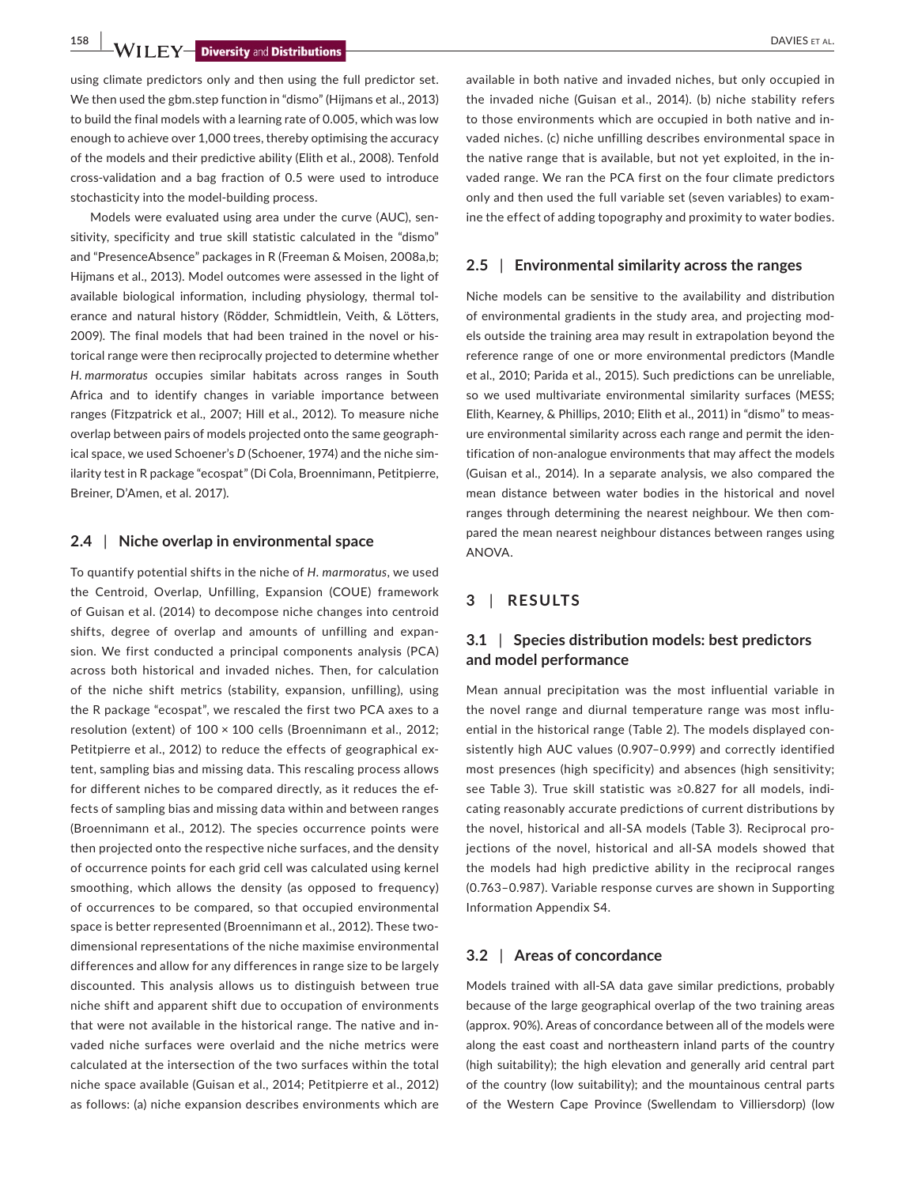using climate predictors only and then using the full predictor set. We then used the gbm.step function in "dismo" (Hijmans et al., 2013) to build the final models with a learning rate of 0.005, which was low enough to achieve over 1,000 trees, thereby optimising the accuracy of the models and their predictive ability (Elith et al., 2008). Tenfold cross-validation and a bag fraction of 0.5 were used to introduce stochasticity into the model-building process.

Models were evaluated using area under the curve (AUC), sensitivity, specificity and true skill statistic calculated in the "dismo" and "PresenceAbsence" packages in R (Freeman & Moisen, 2008a,b; Hijmans et al., 2013). Model outcomes were assessed in the light of available biological information, including physiology, thermal tolerance and natural history (Rödder, Schmidtlein, Veith, & Lötters, 2009). The final models that had been trained in the novel or historical range were then reciprocally projected to determine whether *H. marmoratus* occupies similar habitats across ranges in South Africa and to identify changes in variable importance between ranges (Fitzpatrick et al., 2007; Hill et al., 2012). To measure niche overlap between pairs of models projected onto the same geographical space, we used Schoener's *D* (Schoener, 1974) and the niche similarity test in R package "ecospat" (Di Cola, Broennimann, Petitpierre, Breiner, D'Amen, et al. 2017).

### 2.4 | Niche overlap in environmental space

To quantify potential shifts in the niche of *H. marmoratus*, we used the Centroid, Overlap, Unfilling, Expansion (COUE) framework of Guisan et al. (2014) to decompose niche changes into centroid shifts, degree of overlap and amounts of unfilling and expansion. We first conducted a principal components analysis (PCA) across both historical and invaded niches. Then, for calculation of the niche shift metrics (stability, expansion, unfilling), using the R package "ecospat", we rescaled the first two PCA axes to a resolution (extent) of 100 × 100 cells (Broennimann et al., 2012; Petitpierre et al., 2012) to reduce the effects of geographical extent, sampling bias and missing data. This rescaling process allows for different niches to be compared directly, as it reduces the effects of sampling bias and missing data within and between ranges (Broennimann et al., 2012). The species occurrence points were then projected onto the respective niche surfaces, and the density of occurrence points for each grid cell was calculated using kernel smoothing, which allows the density (as opposed to frequency) of occurrences to be compared, so that occupied environmental space is better represented (Broennimann et al., 2012). These two-dimensional representations of the niche maximise environmental differences and allow for any differences in range size to be largely discounted. This analysis allows us to distinguish between true niche shift and apparent shift due to occupation of environments that were not available in the historical range. The native and invaded niche surfaces were overlaid and the niche metrics were calculated at the intersection of the two surfaces within the total niche space available (Guisan et al., 2014; Petitpierre et al., 2012) as follows: (a) niche expansion describes environments which are available in both native and invaded niches, but only occupied in the invaded niche (Guisan et al., 2014). (b) niche stability refers to those environments which are occupied in both native and invaded niches. (c) niche unfilling describes environmental space in the native range that is available, but not yet exploited, in the invaded range. We ran the PCA first on the four climate predictors only and then used the full variable set (seven variables) to examine the effect of adding topography and proximity to water bodies.

### 2.5 | Environmental similarity across the ranges

Niche models can be sensitive to the availability and distribution of environmental gradients in the study area, and projecting models outside the training area may result in extrapolation beyond the reference range of one or more environmental predictors (Mandle et al., 2010; Parida et al., 2015). Such predictions can be unreliable, so we used multivariate environmental similarity surfaces (MESS; Elith, Kearney, & Phillips, 2010; Elith et al., 2011) in "dismo" to measure environmental similarity across each range and permit the identification of non-analogue environments that may affect the models (Guisan et al., 2014). In a separate analysis, we also compared the mean distance between water bodies in the historical and novel ranges through determining the nearest neighbour. We then compared the mean nearest neighbour distances between ranges using ANOVA.

## 3 | RESULTS

### 3.1 | Species distribution models: best predictors and model performance

Mean annual precipitation was the most influential variable in the novel range and diurnal temperature range was most influential in the historical range (Table 2). The models displayed consistently high AUC values (0.907–0.999) and correctly identified most presences (high specificity) and absences (high sensitivity; see Table 3). True skill statistic was ≥0.827 for all models, indicating reasonably accurate predictions of current distributions by the novel, historical and all-SA models (Table 3). Reciprocal projections of the novel, historical and all-SA models showed that the models had high predictive ability in the reciprocal ranges (0.763–0.987). Variable response curves are shown in Supporting Information Appendix S4.

### 3.2 | Areas of concordance

Models trained with all-SA data gave similar predictions, probably because of the large geographical overlap of the two training areas (approx. 90%). Areas of concordance between all of the models were along the east coast and northeastern inland parts of the country (high suitability); the high elevation and generally arid central part of the country (low suitability); and the mountainous central parts of the Western Cape Province (Swellendam to Villiersdorp) (low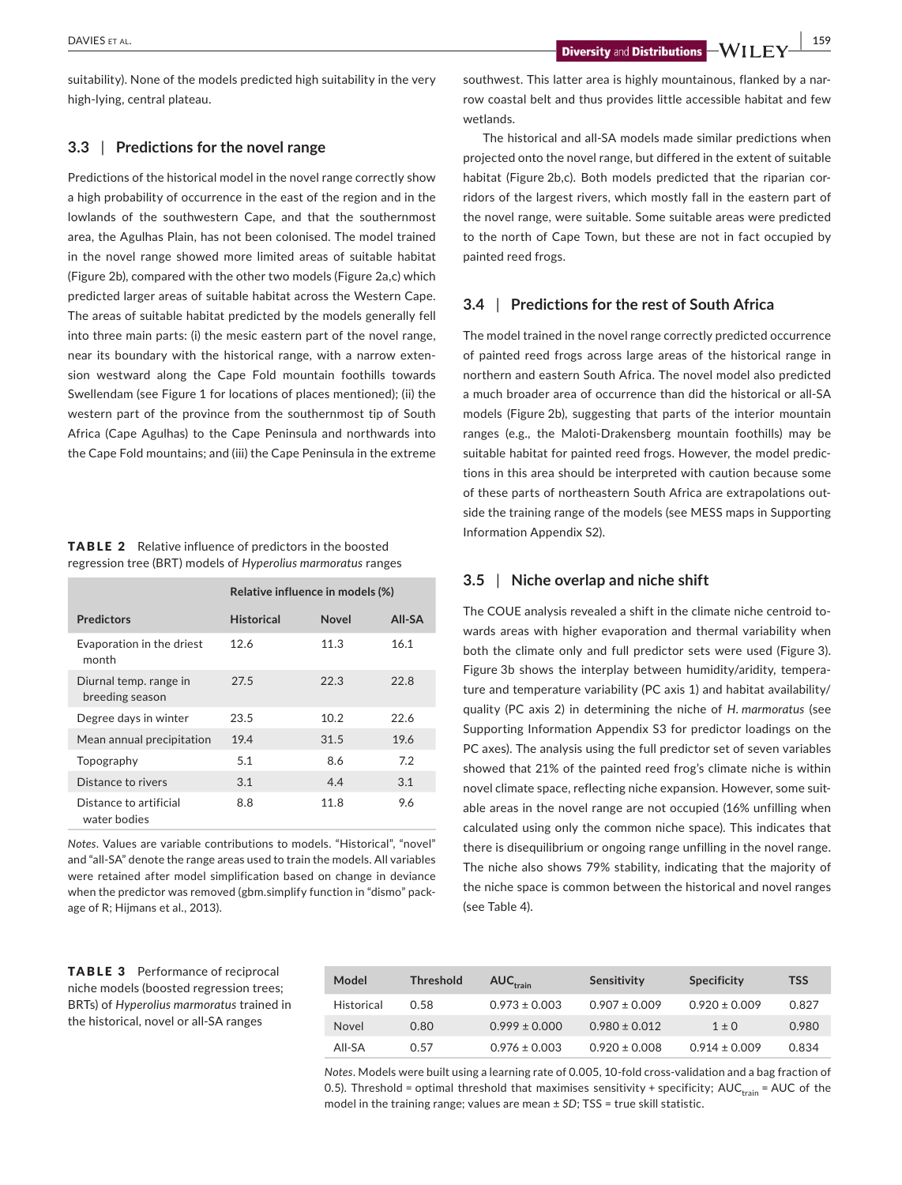suitability). None of the models predicted high suitability in the very high-lying, central plateau.

### 3.3 | Predictions for the novel range

Predictions of the historical model in the novel range correctly show a high probability of occurrence in the east of the region and in the lowlands of the southwestern Cape, and that the southernmost area, the Agulhas Plain, has not been colonised. The model trained in the novel range showed more limited areas of suitable habitat (Figure 2b), compared with the other two models (Figure 2a,c) which predicted larger areas of suitable habitat across the Western Cape. The areas of suitable habitat predicted by the models generally fell into three main parts: (i) the mesic eastern part of the novel range, near its boundary with the historical range, with a narrow extension westward along the Cape Fold mountain foothills towards Swellendam (see Figure 1 for locations of places mentioned); (ii) the western part of the province from the southernmost tip of South Africa (Cape Agulhas) to the Cape Peninsula and northwards into the Cape Fold mountains; and (iii) the Cape Peninsula in the extreme southwest. This latter area is highly mountainous, flanked by a narrow coastal belt and thus provides little accessible habitat and few wetlands.

The historical and all-SA models made similar predictions when projected onto the novel range, but differed in the extent of suitable habitat (Figure 2b,c). Both models predicted that the riparian corridors of the largest rivers, which mostly fall in the eastern part of the novel range, were suitable. Some suitable areas were predicted to the north of Cape Town, but these are not in fact occupied by painted reed frogs.

**TABLE 2** Relative influence of predictors in the boosted regression tree (BRT) models of *Hyperolius marmoratus* ranges

| | Relative influence in models (%) | | |
|---|---|---|---|
| **Predictors** | **Historical** | **Novel** | **All-SA** |
| Evaporation in the driest month | 12.6 | 11.3 | 16.1 |
| Diurnal temp. range in breeding season | 27.5 | 22.3 | 22.8 |
| Degree days in winter | 23.5 | 10.2 | 22.6 |
| Mean annual precipitation | 19.4 | 31.5 | 19.6 |
| Topography | 5.1 | 8.6 | 7.2 |
| Distance to rivers | 3.1 | 4.4 | 3.1 |
| Distance to artificial water bodies | 8.8 | 11.8 | 9.6 |

*Notes*. Values are variable contributions to models. "Historical", "novel" and "all-SA" denote the range areas used to train the models. All variables were retained after model simplification based on change in deviance when the predictor was removed (gbm.simplify function in "dismo" package of R; Hijmans et al., 2013).

### 3.4 | Predictions for the rest of South Africa

The model trained in the novel range correctly predicted occurrence of painted reed frogs across large areas of the historical range in northern and eastern South Africa. The novel model also predicted a much broader area of occurrence than did the historical or all-SA models (Figure 2b), suggesting that parts of the interior mountain ranges (e.g., the Maloti-Drakensberg mountain foothills) may be suitable habitat for painted reed frogs. However, the model predictions in this area should be interpreted with caution because some of these parts of northeastern South Africa are extrapolations outside the training range of the models (see MESS maps in Supporting Information Appendix S2).

### 3.5 | Niche overlap and niche shift

The COUE analysis revealed a shift in the climate niche centroid towards areas with higher evaporation and thermal variability when both the climate only and full predictor sets were used (Figure 3). Figure 3b shows the interplay between humidity/aridity, temperature and temperature variability (PC axis 1) and habitat availability/quality (PC axis 2) in determining the niche of *H. marmoratus* (see Supporting Information Appendix S3 for predictor loadings on the PC axes). The analysis using the full predictor set of seven variables showed that 21% of the painted reed frog's climate niche is within novel climate space, reflecting niche expansion. However, some suitable areas in the novel range are not occupied (16% unfilling when calculated using only the common niche space). This indicates that there is disequilibrium or ongoing range unfilling in the novel range. The niche also shows 79% stability, indicating that the majority of the niche space is common between the historical and novel ranges (see Table 4).

**TABLE 3** Performance of reciprocal niche models (boosted regression trees; BRTs) of *Hyperolius marmoratus* trained in the historical, novel or all-SA ranges

| Model | Threshold | $AUC_{train}$ | Sensitivity | Specificity | TSS |
|---|---|---|---|---|---|
| Historical | 0.58 | 0.973 ± 0.003 | 0.907 ± 0.009 | 0.920 ± 0.009 | 0.827 |
| Novel | 0.80 | 0.999 ± 0.000 | 0.980 ± 0.012 | 1 ± 0 | 0.980 |
| All-SA | 0.57 | 0.976 ± 0.003 | 0.920 ± 0.008 | 0.914 ± 0.009 | 0.834 |

*Notes*. Models were built using a learning rate of 0.005, 10-fold cross-validation and a bag fraction of 0.5). Threshold = optimal threshold that maximises sensitivity + specificity; $AUC_{train}$ = AUC of the model in the training range; values are mean ± *SD*; TSS = true skill statistic.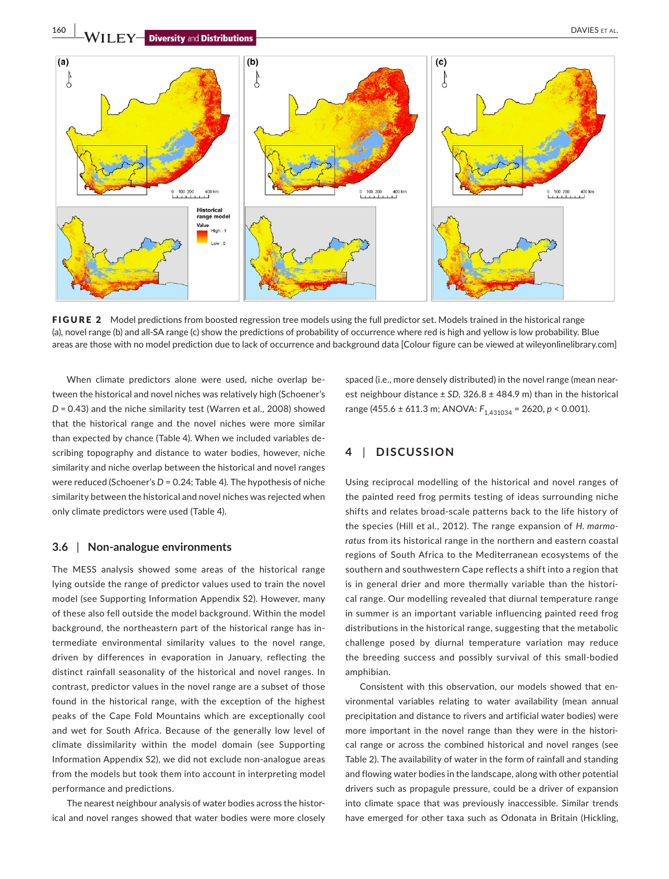(a)

(b)

(c)

0 100 200 400 km

Historical range model

Value

High : 1

Low : 0

**FIGURE 2** Model predictions from boosted regression tree models using the full predictor set. Models trained in the historical range (a), novel range (b) and all-SA range (c) show the predictions of probability of occurrence where red is high and yellow is low probability. Blue areas are those with no model prediction due to lack of occurrence and background data [Colour figure can be viewed at wileyonlinelibrary.com]

When climate predictors alone were used, niche overlap between the historical and novel niches was relatively high (Schoener's $D$ = 0.43) and the niche similarity test (Warren et al., 2008) showed that the historical range and the novel niches were more similar than expected by chance (Table 4). When we included variables describing topography and distance to water bodies, however, niche similarity and niche overlap between the historical and novel ranges were reduced (Schoener's $D$ = 0.24; Table 4). The hypothesis of niche similarity between the historical and novel niches was rejected when only climate predictors were used (Table 4).

### 3.6 | Non-analogue environments

The MESS analysis showed some areas of the historical range lying outside the range of predictor values used to train the novel model (see Supporting Information Appendix S2). However, many of these also fell outside the model background. Within the model background, the northeastern part of the historical range has intermediate environmental similarity values to the novel range, driven by differences in evaporation in January, reflecting the distinct rainfall seasonality of the historical and novel ranges. In contrast, predictor values in the novel range are a subset of those found in the historical range, with the exception of the highest peaks of the Cape Fold Mountains which are exceptionally cool and wet for South Africa. Because of the generally low level of climate dissimilarity within the model domain (see Supporting Information Appendix S2), we did not exclude non-analogue areas from the models but took them into account in interpreting model performance and predictions.

The nearest neighbour analysis of water bodies across the historical and novel ranges showed that water bodies were more closely spaced (i.e., more densely distributed) in the novel range (mean nearest neighbour distance ± *SD*, 326.8 ± 484.9 m) than in the historical range (455.6 ± 611.3 m; ANOVA: $F_{1,431034}$ = 2620, $p$ < 0.001).

## 4 | DISCUSSION

Using reciprocal modelling of the historical and novel ranges of the painted reed frog permits testing of ideas surrounding niche shifts and relates broad-scale patterns back to the life history of the species (Hill et al., 2012). The range expansion of *H. marmoratus* from its historical range in the northern and eastern coastal regions of South Africa to the Mediterranean ecosystems of the southern and southwestern Cape reflects a shift into a region that is in general drier and more thermally variable than the historical range. Our modelling revealed that diurnal temperature range in summer is an important variable influencing painted reed frog distributions in the historical range, suggesting that the metabolic challenge posed by diurnal temperature variation may reduce the breeding success and possibly survival of this small-bodied amphibian.

Consistent with this observation, our models showed that environmental variables relating to water availability (mean annual precipitation and distance to rivers and artificial water bodies) were more important in the novel range than they were in the historical range or across the combined historical and novel ranges (see Table 2). The availability of water in the form of rainfall and standing and flowing water bodies in the landscape, along with other potential drivers such as propagule pressure, could be a driver of expansion into climate space that was previously inaccessible. Similar trends have emerged for other taxa such as Odonata in Britain (Hickling,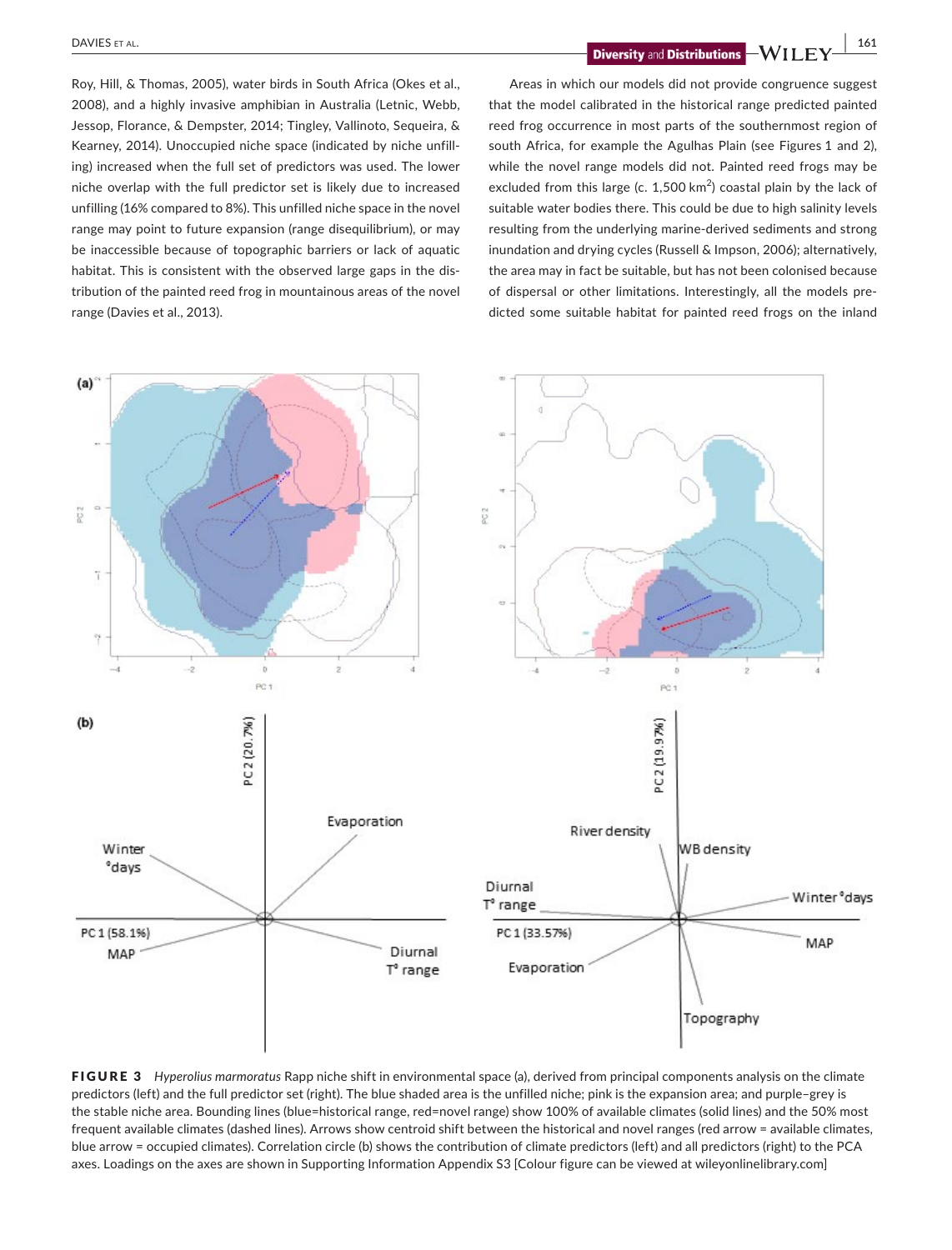Roy, Hill, & Thomas, 2005), water birds in South Africa (Okes et al., 2008), and a highly invasive amphibian in Australia (Letnic, Webb, Jessop, Florance, & Dempster, 2014; Tingley, Vallinoto, Sequeira, & Kearney, 2014). Unoccupied niche space (indicated by niche unfilling) increased when the full set of predictors was used. The lower niche overlap with the full predictor set is likely due to increased unfilling (16% compared to 8%). This unfilled niche space in the novel range may point to future expansion (range disequilibrium), or may be inaccessible because of topographic barriers or lack of aquatic habitat. This is consistent with the observed large gaps in the distribution of the painted reed frog in mountainous areas of the novel range (Davies et al., 2013).

Areas in which our models did not provide congruence suggest that the model calibrated in the historical range predicted painted reed frog occurrence in most parts of the southernmost region of south Africa, for example the Agulhas Plain (see Figures 1 and 2), while the novel range models did not. Painted reed frogs may be excluded from this large (c. 1,500 km$^2$) coastal plain by the lack of suitable water bodies there. This could be due to high salinity levels resulting from the underlying marine-derived sediments and strong inundation and drying cycles (Russell & Impson, 2006); alternatively, the area may in fact be suitable, but has not been colonised because of dispersal or other limitations. Interestingly, all the models predicted some suitable habitat for painted reed frogs on the inland

(a)

PC 2

PC 1

(b)

PC 2 (20.7%)

Evaporation

Winter °days

PC 1 (58.1%)

MAP

Diurnal T° range

PC 2 (19.97%)

River density

WB density

Diurnal T° range

Winter °days

PC 1 (33.57%)

MAP

Evaporation

Topography

**FIGURE 3** *Hyperolius marmoratus* Rapp niche shift in environmental space (a), derived from principal components analysis on the climate predictors (left) and the full predictor set (right). The blue shaded area is the unfilled niche; pink is the expansion area; and purple–grey is the stable niche area. Bounding lines (blue=historical range, red=novel range) show 100% of available climates (solid lines) and the 50% most frequent available climates (dashed lines). Arrows show centroid shift between the historical and novel ranges (red arrow = available climates, blue arrow = occupied climates). Correlation circle (b) shows the contribution of climate predictors (left) and all predictors (right) to the PCA axes. Loadings on the axes are shown in Supporting Information Appendix S3 [Colour figure can be viewed at wileyonlinelibrary.com]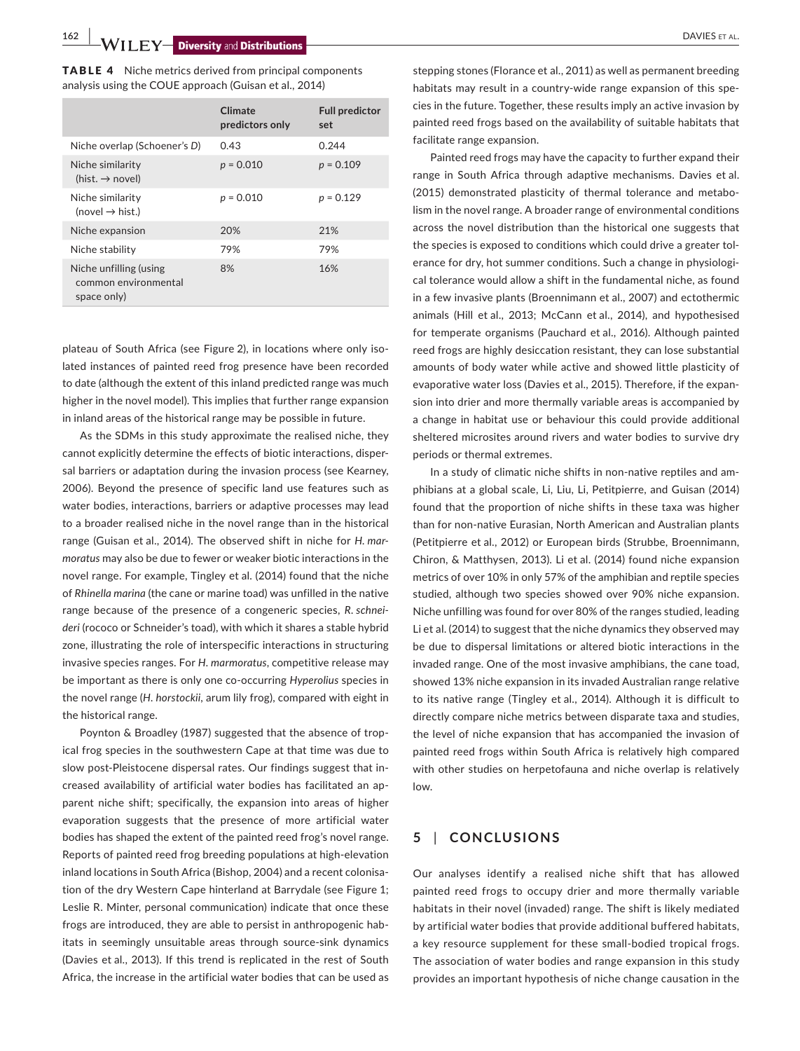**TABLE 4** Niche metrics derived from principal components analysis using the COUE approach (Guisan et al., 2014)

| | Climate predictors only | Full predictor set |
|---|---|---|
| Niche overlap (Schoener's *D*) | 0.43 | 0.244 |
| Niche similarity (hist. → novel) | $p = 0.010$ | $p = 0.109$ |
| Niche similarity (novel → hist.) | $p = 0.010$ | $p = 0.129$ |
| Niche expansion | 20% | 21% |
| Niche stability | 79% | 79% |
| Niche unfilling (using common environmental space only) | 8% | 16% |

plateau of South Africa (see Figure 2), in locations where only isolated instances of painted reed frog presence have been recorded to date (although the extent of this inland predicted range was much higher in the novel model). This implies that further range expansion in inland areas of the historical range may be possible in future.

As the SDMs in this study approximate the realised niche, they cannot explicitly determine the effects of biotic interactions, dispersal barriers or adaptation during the invasion process (see Kearney, 2006). Beyond the presence of specific land use features such as water bodies, interactions, barriers or adaptive processes may lead to a broader realised niche in the novel range than in the historical range (Guisan et al., 2014). The observed shift in niche for *H. marmoratus* may also be due to fewer or weaker biotic interactions in the novel range. For example, Tingley et al. (2014) found that the niche of *Rhinella marina* (the cane or marine toad) was unfilled in the native range because of the presence of a congeneric species, *R. schneideri* (rococo or Schneider's toad), with which it shares a stable hybrid zone, illustrating the role of interspecific interactions in structuring invasive species ranges. For *H. marmoratus*, competitive release may be important as there is only one co-occurring *Hyperolius* species in the novel range (*H. horstockii*, arum lily frog), compared with eight in the historical range.

Poynton & Broadley (1987) suggested that the absence of tropical frog species in the southwestern Cape at that time was due to slow post-Pleistocene dispersal rates. Our findings suggest that increased availability of artificial water bodies has facilitated an apparent niche shift; specifically, the expansion into areas of higher evaporation suggests that the presence of more artificial water bodies has shaped the extent of the painted reed frog's novel range. Reports of painted reed frog breeding populations at high-elevation inland locations in South Africa (Bishop, 2004) and a recent colonisation of the dry Western Cape hinterland at Barrydale (see Figure 1; Leslie R. Minter, personal communication) indicate that once these frogs are introduced, they are able to persist in anthropogenic habitats in seemingly unsuitable areas through source-sink dynamics (Davies et al., 2013). If this trend is replicated in the rest of South Africa, the increase in the artificial water bodies that can be used as stepping stones (Florance et al., 2011) as well as permanent breeding habitats may result in a country-wide range expansion of this species in the future. Together, these results imply an active invasion by painted reed frogs based on the availability of suitable habitats that facilitate range expansion.

Painted reed frogs may have the capacity to further expand their range in South Africa through adaptive mechanisms. Davies et al. (2015) demonstrated plasticity of thermal tolerance and metabolism in the novel range. A broader range of environmental conditions across the novel distribution than the historical one suggests that the species is exposed to conditions which could drive a greater tolerance for dry, hot summer conditions. Such a change in physiological tolerance would allow a shift in the fundamental niche, as found in a few invasive plants (Broennimann et al., 2007) and ectothermic animals (Hill et al., 2013; McCann et al., 2014), and hypothesised for temperate organisms (Pauchard et al., 2016). Although painted reed frogs are highly desiccation resistant, they can lose substantial amounts of body water while active and showed little plasticity of evaporative water loss (Davies et al., 2015). Therefore, if the expansion into drier and more thermally variable areas is accompanied by a change in habitat use or behaviour this could provide additional sheltered microsites around rivers and water bodies to survive dry periods or thermal extremes.

In a study of climatic niche shifts in non-native reptiles and amphibians at a global scale, Li, Liu, Li, Petitpierre, and Guisan (2014) found that the proportion of niche shifts in these taxa was higher than for non-native Eurasian, North American and Australian plants (Petitpierre et al., 2012) or European birds (Strubbe, Broennimann, Chiron, & Matthysen, 2013). Li et al. (2014) found niche expansion metrics of over 10% in only 57% of the amphibian and reptile species studied, although two species showed over 90% niche expansion. Niche unfilling was found for over 80% of the ranges studied, leading Li et al. (2014) to suggest that the niche dynamics they observed may be due to dispersal limitations or altered biotic interactions in the invaded range. One of the most invasive amphibians, the cane toad, showed 13% niche expansion in its invaded Australian range relative to its native range (Tingley et al., 2014). Although it is difficult to directly compare niche metrics between disparate taxa and studies, the level of niche expansion that has accompanied the invasion of painted reed frogs within South Africa is relatively high compared with other studies on herpetofauna and niche overlap is relatively low.

## 5 | CONCLUSIONS

Our analyses identify a realised niche shift that has allowed painted reed frogs to occupy drier and more thermally variable habitats in their novel (invaded) range. The shift is likely mediated by artificial water bodies that provide additional buffered habitats, a key resource supplement for these small-bodied tropical frogs. The association of water bodies and range expansion in this study provides an important hypothesis of niche change causation in the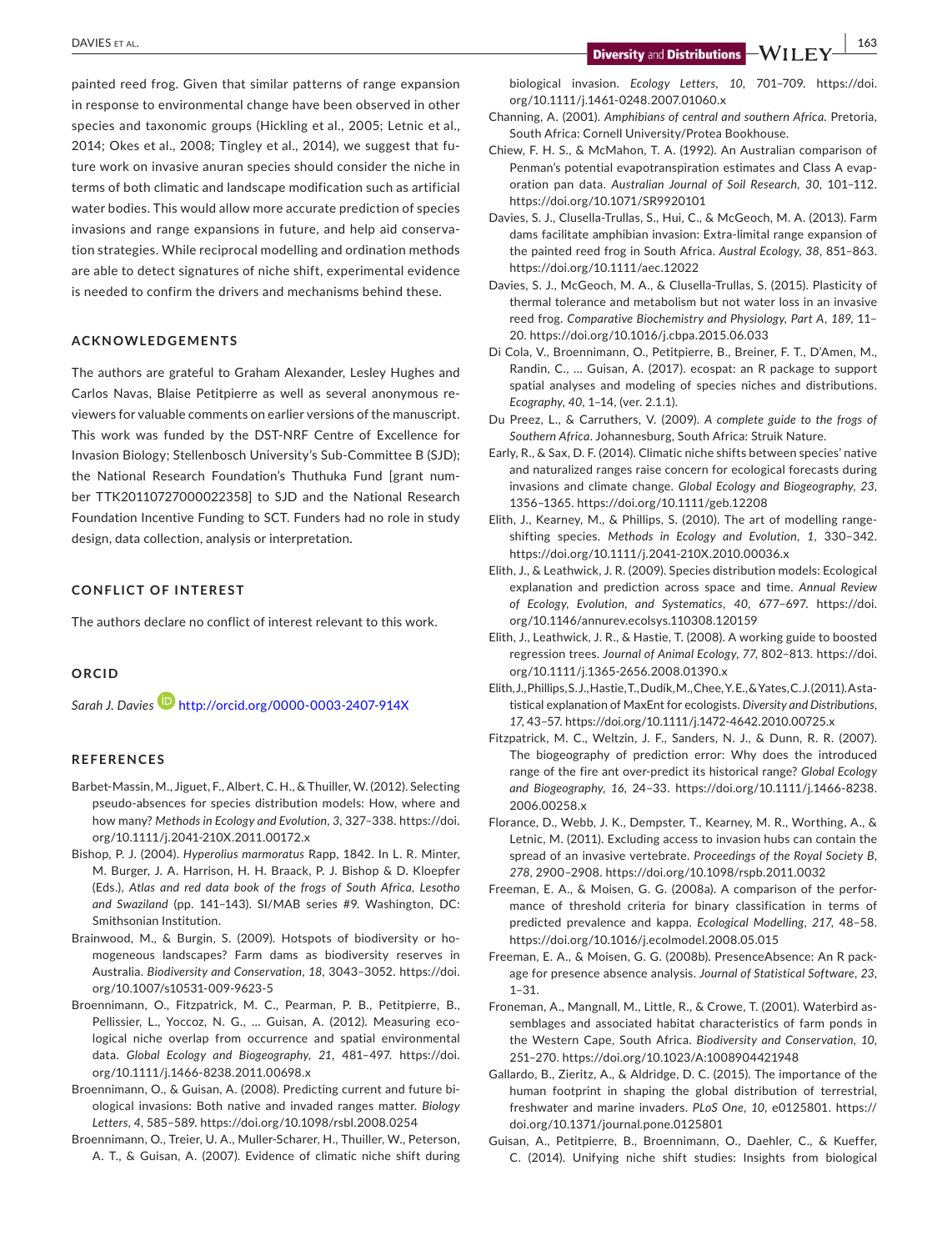painted reed frog. Given that similar patterns of range expansion in response to environmental change have been observed in other species and taxonomic groups (Hickling et al., 2005; Letnic et al., 2014; Okes et al., 2008; Tingley et al., 2014), we suggest that future work on invasive anuran species should consider the niche in terms of both climatic and landscape modification such as artificial water bodies. This would allow more accurate prediction of species invasions and range expansions in future, and help aid conservation strategies. While reciprocal modelling and ordination methods are able to detect signatures of niche shift, experimental evidence is needed to confirm the drivers and mechanisms behind these.

## ACKNOWLEDGEMENTS

The authors are grateful to Graham Alexander, Lesley Hughes and Carlos Navas, Blaise Petitpierre as well as several anonymous reviewers for valuable comments on earlier versions of the manuscript. This work was funded by the DST-NRF Centre of Excellence for Invasion Biology; Stellenbosch University's Sub-Committee B (SJD); the National Research Foundation's Thuthuka Fund [grant number TTK20110727000022358] to SJD and the National Research Foundation Incentive Funding to SCT. Funders had no role in study design, data collection, analysis or interpretation.

## CONFLICT OF INTEREST

The authors declare no conflict of interest relevant to this work.

## ORCID

*Sarah J. Davies* http://orcid.org/0000-0003-2407-914X

## REFERENCES

Barbet-Massin, M., Jiguet, F., Albert, C. H., & Thuiller, W. (2012). Selecting pseudo-absences for species distribution models: How, where and how many? *Methods in Ecology and Evolution*, *3*, 327–338. https://doi.org/10.1111/j.2041-210X.2011.00172.x

Bishop, P. J. (2004). *Hyperolius marmoratus* Rapp, 1842. In L. R. Minter, M. Burger, J. A. Harrison, H. H. Braack, P. J. Bishop & D. Kloepfer (Eds.), *Atlas and red data book of the frogs of South Africa, Lesotho and Swaziland* (pp. 141–143). SI/MAB series #9. Washington, DC: Smithsonian Institution.

Brainwood, M., & Burgin, S. (2009). Hotspots of biodiversity or homogeneous landscapes? Farm dams as biodiversity reserves in Australia. *Biodiversity and Conservation*, *18*, 3043–3052. https://doi.org/10.1007/s10531-009-9623-5

Broennimann, O., Fitzpatrick, M. C., Pearman, P. B., Petitpierre, B., Pellissier, L., Yoccoz, N. G., … Guisan, A. (2012). Measuring ecological niche overlap from occurrence and spatial environmental data. *Global Ecology and Biogeography*, *21*, 481–497. https://doi.org/10.1111/j.1466-8238.2011.00698.x

Broennimann, O., & Guisan, A. (2008). Predicting current and future biological invasions: Both native and invaded ranges matter. *Biology Letters*, *4*, 585–589. https://doi.org/10.1098/rsbl.2008.0254

Broennimann, O., Treier, U. A., Muller-Scharer, H., Thuiller, W., Peterson, A. T., & Guisan, A. (2007). Evidence of climatic niche shift during biological invasion. *Ecology Letters*, *10*, 701–709. https://doi.org/10.1111/j.1461-0248.2007.01060.x

Channing, A. (2001). *Amphibians of central and southern Africa*. Pretoria, South Africa: Cornell University/Protea Bookhouse.

Chiew, F. H. S., & McMahon, T. A. (1992). An Australian comparison of Penman's potential evapotranspiration estimates and Class A evaporation pan data. *Australian Journal of Soil Research*, *30*, 101–112. https://doi.org/10.1071/SR9920101

Davies, S. J., Clusella-Trullas, S., Hui, C., & McGeoch, M. A. (2013). Farm dams facilitate amphibian invasion: Extra-limital range expansion of the painted reed frog in South Africa. *Austral Ecology*, *38*, 851–863. https://doi.org/10.1111/aec.12022

Davies, S. J., McGeoch, M. A., & Clusella-Trullas, S. (2015). Plasticity of thermal tolerance and metabolism but not water loss in an invasive reed frog. *Comparative Biochemistry and Physiology, Part A*, *189*, 11–20. https://doi.org/10.1016/j.cbpa.2015.06.033

Di Cola, V., Broennimann, O., Petitpierre, B., Breiner, F. T., D'Amen, M., Randin, C., … Guisan, A. (2017). ecospat: an R package to support spatial analyses and modeling of species niches and distributions. *Ecography*, *40*, 1–14, (ver. 2.1.1).

Du Preez, L., & Carruthers, V. (2009). *A complete guide to the frogs of Southern Africa*. Johannesburg, South Africa: Struik Nature.

Early, R., & Sax, D. F. (2014). Climatic niche shifts between species' native and naturalized ranges raise concern for ecological forecasts during invasions and climate change. *Global Ecology and Biogeography*, *23*, 1356–1365. https://doi.org/10.1111/geb.12208

Elith, J., Kearney, M., & Phillips, S. (2010). The art of modelling range-shifting species. *Methods in Ecology and Evolution*, *1*, 330–342. https://doi.org/10.1111/j.2041-210X.2010.00036.x

Elith, J., & Leathwick, J. R. (2009). Species distribution models: Ecological explanation and prediction across space and time. *Annual Review of Ecology, Evolution, and Systematics*, *40*, 677–697. https://doi.org/10.1146/annurev.ecolsys.110308.120159

Elith, J., Leathwick, J. R., & Hastie, T. (2008). A working guide to boosted regression trees. *Journal of Animal Ecology*, *77*, 802–813. https://doi.org/10.1111/j.1365-2656.2008.01390.x

Elith, J., Phillips, S. J., Hastie, T., Dudík, M., Chee, Y. E., & Yates, C. J. (2011). A statistical explanation of MaxEnt for ecologists. *Diversity and Distributions*, *17*, 43–57. https://doi.org/10.1111/j.1472-4642.2010.00725.x

Fitzpatrick, M. C., Weltzin, J. F., Sanders, N. J., & Dunn, R. R. (2007). The biogeography of prediction error: Why does the introduced range of the fire ant over-predict its historical range? *Global Ecology and Biogeography*, *16*, 24–33. https://doi.org/10.1111/j.1466-8238.2006.00258.x

Florance, D., Webb, J. K., Dempster, T., Kearney, M. R., Worthing, A., & Letnic, M. (2011). Excluding access to invasion hubs can contain the spread of an invasive vertebrate. *Proceedings of the Royal Society B*, *278*, 2900–2908. https://doi.org/10.1098/rspb.2011.0032

Freeman, E. A., & Moisen, G. G. (2008a). A comparison of the performance of threshold criteria for binary classification in terms of predicted prevalence and kappa. *Ecological Modelling*, *217*, 48–58. https://doi.org/10.1016/j.ecolmodel.2008.05.015

Freeman, E. A., & Moisen, G. G. (2008b). PresenceAbsence: An R package for presence absence analysis. *Journal of Statistical Software*, *23*, 1–31.

Froneman, A., Mangnall, M., Little, R., & Crowe, T. (2001). Waterbird assemblages and associated habitat characteristics of farm ponds in the Western Cape, South Africa. *Biodiversity and Conservation*, *10*, 251–270. https://doi.org/10.1023/A:1008904421948

Gallardo, B., Zieritz, A., & Aldridge, D. C. (2015). The importance of the human footprint in shaping the global distribution of terrestrial, freshwater and marine invaders. *PLoS One*, *10*, e0125801. https://doi.org/10.1371/journal.pone.0125801

Guisan, A., Petitpierre, B., Broennimann, O., Daehler, C., & Kueffer, C. (2014). Unifying niche shift studies: Insights from biological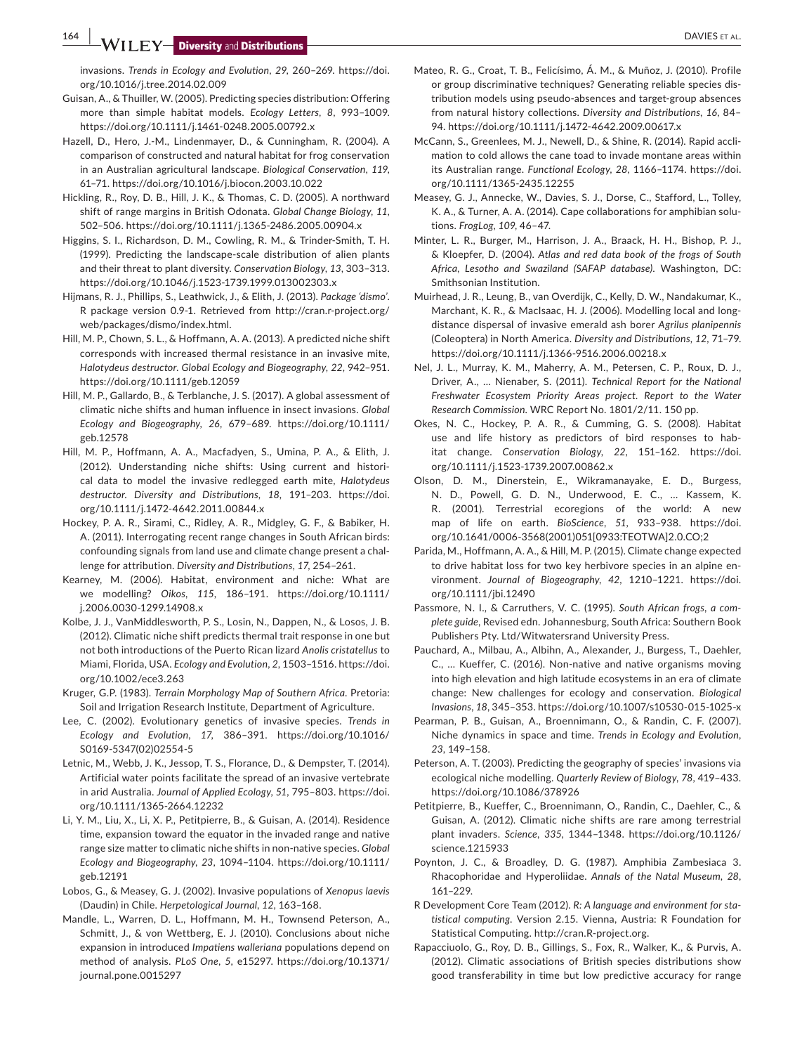invasions. *Trends in Ecology and Evolution*, *29*, 260–269. https://doi.org/10.1016/j.tree.2014.02.009

Guisan, A., & Thuiller, W. (2005). Predicting species distribution: Offering more than simple habitat models. *Ecology Letters*, *8*, 993–1009. https://doi.org/10.1111/j.1461-0248.2005.00792.x

Hazell, D., Hero, J.-M., Lindenmayer, D., & Cunningham, R. (2004). A comparison of constructed and natural habitat for frog conservation in an Australian agricultural landscape. *Biological Conservation*, *119*, 61–71. https://doi.org/10.1016/j.biocon.2003.10.022

Hickling, R., Roy, D. B., Hill, J. K., & Thomas, C. D. (2005). A northward shift of range margins in British Odonata. *Global Change Biology*, *11*, 502–506. https://doi.org/10.1111/j.1365-2486.2005.00904.x

Higgins, S. I., Richardson, D. M., Cowling, R. M., & Trinder-Smith, T. H. (1999). Predicting the landscape-scale distribution of alien plants and their threat to plant diversity. *Conservation Biology*, *13*, 303–313. https://doi.org/10.1046/j.1523-1739.1999.013002303.x

Hijmans, R. J., Phillips, S., Leathwick, J., & Elith, J. (2013). *Package 'dismo'*. R package version 0.9-1. Retrieved from http://cran.r-project.org/web/packages/dismo/index.html.

Hill, M. P., Chown, S. L., & Hoffmann, A. A. (2013). A predicted niche shift corresponds with increased thermal resistance in an invasive mite, *Halotydeus destructor*. *Global Ecology and Biogeography*, *22*, 942–951. https://doi.org/10.1111/geb.12059

Hill, M. P., Gallardo, B., & Terblanche, J. S. (2017). A global assessment of climatic niche shifts and human influence in insect invasions. *Global Ecology and Biogeography*, *26*, 679–689. https://doi.org/10.1111/geb.12578

Hill, M. P., Hoffmann, A. A., Macfadyen, S., Umina, P. A., & Elith, J. (2012). Understanding niche shifts: Using current and historical data to model the invasive redlegged earth mite, *Halotydeus destructor*. *Diversity and Distributions*, *18*, 191–203. https://doi.org/10.1111/j.1472-4642.2011.00844.x

Hockey, P. A. R., Sirami, C., Ridley, A. R., Midgley, G. F., & Babiker, H. A. (2011). Interrogating recent range changes in South African birds: confounding signals from land use and climate change present a challenge for attribution. *Diversity and Distributions*, *17*, 254–261.

Kearney, M. (2006). Habitat, environment and niche: What are we modelling? *Oikos*, *115*, 186–191. https://doi.org/10.1111/j.2006.0030-1299.14908.x

Kolbe, J. J., VanMiddlesworth, P. S., Losin, N., Dappen, N., & Losos, J. B. (2012). Climatic niche shift predicts thermal trait response in one but not both introductions of the Puerto Rican lizard *Anolis cristatellus* to Miami, Florida, USA. *Ecology and Evolution*, *2*, 1503–1516. https://doi.org/10.1002/ece3.263

Kruger, G.P. (1983). *Terrain Morphology Map of Southern Africa*. Pretoria: Soil and Irrigation Research Institute, Department of Agriculture.

Lee, C. (2002). Evolutionary genetics of invasive species. *Trends in Ecology and Evolution*, *17*, 386–391. https://doi.org/10.1016/S0169-5347(02)02554-5

Letnic, M., Webb, J. K., Jessop, T. S., Florance, D., & Dempster, T. (2014). Artificial water points facilitate the spread of an invasive vertebrate in arid Australia. *Journal of Applied Ecology*, *51*, 795–803. https://doi.org/10.1111/1365-2664.12232

Li, Y. M., Liu, X., Li, X. P., Petitpierre, B., & Guisan, A. (2014). Residence time, expansion toward the equator in the invaded range and native range size matter to climatic niche shifts in non-native species. *Global Ecology and Biogeography*, *23*, 1094–1104. https://doi.org/10.1111/geb.12191

Lobos, G., & Measey, G. J. (2002). Invasive populations of *Xenopus laevis* (Daudin) in Chile. *Herpetological Journal*, *12*, 163–168.

Mandle, L., Warren, D. L., Hoffmann, M. H., Townsend Peterson, A., Schmitt, J., & von Wettberg, E. J. (2010). Conclusions about niche expansion in introduced *Impatiens walleriana* populations depend on method of analysis. *PLoS One*, *5*, e15297. https://doi.org/10.1371/journal.pone.0015297

Mateo, R. G., Croat, T. B., Felicísimo, Á. M., & Muñoz, J. (2010). Profile or group discriminative techniques? Generating reliable species distribution models using pseudo-absences and target-group absences from natural history collections. *Diversity and Distributions*, *16*, 84–94. https://doi.org/10.1111/j.1472-4642.2009.00617.x

McCann, S., Greenlees, M. J., Newell, D., & Shine, R. (2014). Rapid acclimation to cold allows the cane toad to invade montane areas within its Australian range. *Functional Ecology*, *28*, 1166–1174. https://doi.org/10.1111/1365-2435.12255

Measey, G. J., Annecke, W., Davies, S. J., Dorse, C., Stafford, L., Tolley, K. A., & Turner, A. A. (2014). Cape collaborations for amphibian solutions. *FrogLog*, *109*, 46–47.

Minter, L. R., Burger, M., Harrison, J. A., Braack, H. H., Bishop, P. J., & Kloepfer, D. (2004). *Atlas and red data book of the frogs of South Africa, Lesotho and Swaziland (SAFAP database)*. Washington, DC: Smithsonian Institution.

Muirhead, J. R., Leung, B., van Overdijk, C., Kelly, D. W., Nandakumar, K., Marchant, K. R., & MacIsaac, H. J. (2006). Modelling local and long-distance dispersal of invasive emerald ash borer *Agrilus planipennis* (Coleoptera) in North America. *Diversity and Distributions*, *12*, 71–79. https://doi.org/10.1111/j.1366-9516.2006.00218.x

Nel, J. L., Murray, K. M., Maherry, A. M., Petersen, C. P., Roux, D. J., Driver, A., … Nienaber, S. (2011). *Technical Report for the National Freshwater Ecosystem Priority Areas project. Report to the Water Research Commission*. WRC Report No. 1801/2/11. 150 pp.

Okes, N. C., Hockey, P. A. R., & Cumming, G. S. (2008). Habitat use and life history as predictors of bird responses to habitat change. *Conservation Biology*, *22*, 151–162. https://doi.org/10.1111/j.1523-1739.2007.00862.x

Olson, D. M., Dinerstein, E., Wikramanayake, E. D., Burgess, N. D., Powell, G. D. N., Underwood, E. C., … Kassem, K. R. (2001). Terrestrial ecoregions of the world: A new map of life on earth. *BioScience*, *51*, 933–938. https://doi.org/10.1641/0006-3568(2001)051[0933:TEOTWA]2.0.CO;2

Parida, M., Hoffmann, A. A., & Hill, M. P. (2015). Climate change expected to drive habitat loss for two key herbivore species in an alpine environment. *Journal of Biogeography*, *42*, 1210–1221. https://doi.org/10.1111/jbi.12490

Passmore, N. I., & Carruthers, V. C. (1995). *South African frogs, a complete guide*, Revised edn. Johannesburg, South Africa: Southern Book Publishers Pty. Ltd/Witwatersrand University Press.

Pauchard, A., Milbau, A., Albihn, A., Alexander, J., Burgess, T., Daehler, C., … Kueffer, C. (2016). Non-native and native organisms moving into high elevation and high latitude ecosystems in an era of climate change: New challenges for ecology and conservation. *Biological Invasions*, *18*, 345–353. https://doi.org/10.1007/s10530-015-1025-x

Pearman, P. B., Guisan, A., Broennimann, O., & Randin, C. F. (2007). Niche dynamics in space and time. *Trends in Ecology and Evolution*, *23*, 149–158.

Peterson, A. T. (2003). Predicting the geography of species' invasions via ecological niche modelling. *Quarterly Review of Biology*, *78*, 419–433. https://doi.org/10.1086/378926

Petitpierre, B., Kueffer, C., Broennimann, O., Randin, C., Daehler, C., & Guisan, A. (2012). Climatic niche shifts are rare among terrestrial plant invaders. *Science*, *335*, 1344–1348. https://doi.org/10.1126/science.1215933

Poynton, J. C., & Broadley, D. G. (1987). Amphibia Zambesiaca 3. Rhacophoridae and Hyperoliidae. *Annals of the Natal Museum*, *28*, 161–229.

R Development Core Team (2012). *R: A language and environment for statistical computing*. Version 2.15. Vienna, Austria: R Foundation for Statistical Computing. http://cran.R-project.org.

Rapacciuolo, G., Roy, D. B., Gillings, S., Fox, R., Walker, K., & Purvis, A. (2012). Climatic associations of British species distributions show good transferability in time but low predictive accuracy for range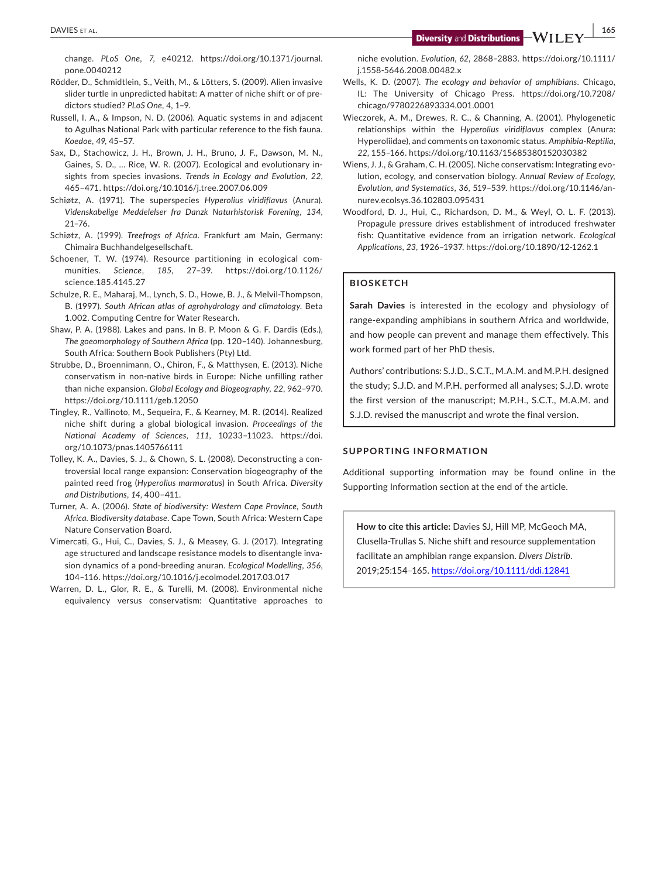change. *PLoS One*, *7*, e40212. https://doi.org/10.1371/journal.pone.0040212

Rödder, D., Schmidtlein, S., Veith, M., & Lötters, S. (2009). Alien invasive slider turtle in unpredicted habitat: A matter of niche shift or of predictors studied? *PLoS One*, *4*, 1–9.

Russell, I. A., & Impson, N. D. (2006). Aquatic systems in and adjacent to Agulhas National Park with particular reference to the fish fauna. *Koedoe*, *49*, 45–57.

Sax, D., Stachowicz, J. H., Brown, J. H., Bruno, J. F., Dawson, M. N., Gaines, S. D., … Rice, W. R. (2007). Ecological and evolutionary insights from species invasions. *Trends in Ecology and Evolution*, *22*, 465–471. https://doi.org/10.1016/j.tree.2007.06.009

Schiøtz, A. (1971). The superspecies *Hyperolius viridiflavus* (Anura). *Videnskabelige Meddelelser fra Danzk Naturhistorisk Forening*, *134*, 21–76.

Schiøtz, A. (1999). *Treefrogs of Africa*. Frankfurt am Main, Germany: Chimaira Buchhandelgesellschaft.

Schoener, T. W. (1974). Resource partitioning in ecological communities. *Science*, *185*, 27–39. https://doi.org/10.1126/science.185.4145.27

Schulze, R. E., Maharaj, M., Lynch, S. D., Howe, B. J., & Melvil-Thompson, B. (1997). *South African atlas of agrohydrology and climatology*. Beta 1.002. Computing Centre for Water Research.

Shaw, P. A. (1988). Lakes and pans. In B. P. Moon & G. F. Dardis (Eds.), *The goeomorphology of Southern Africa* (pp. 120–140). Johannesburg, South Africa: Southern Book Publishers (Pty) Ltd.

Strubbe, D., Broennimann, O., Chiron, F., & Matthysen, E. (2013). Niche conservatism in non-native birds in Europe: Niche unfilling rather than niche expansion. *Global Ecology and Biogeography*, *22*, 962–970. https://doi.org/10.1111/geb.12050

Tingley, R., Vallinoto, M., Sequeira, F., & Kearney, M. R. (2014). Realized niche shift during a global biological invasion. *Proceedings of the National Academy of Sciences*, *111*, 10233–11023. https://doi.org/10.1073/pnas.1405766111

Tolley, K. A., Davies, S. J., & Chown, S. L. (2008). Deconstructing a controversial local range expansion: Conservation biogeography of the painted reed frog (*Hyperolius marmoratus*) in South Africa. *Diversity and Distributions*, *14*, 400–411.

Turner, A. A. (2006). *State of biodiversity: Western Cape Province, South Africa. Biodiversity database*. Cape Town, South Africa: Western Cape Nature Conservation Board.

Vimercati, G., Hui, C., Davies, S. J., & Measey, G. J. (2017). Integrating age structured and landscape resistance models to disentangle invasion dynamics of a pond-breeding anuran. *Ecological Modelling*, *356*, 104–116. https://doi.org/10.1016/j.ecolmodel.2017.03.017

Warren, D. L., Glor, R. E., & Turelli, M. (2008). Environmental niche equivalency versus conservatism: Quantitative approaches to niche evolution. *Evolution*, *62*, 2868–2883. https://doi.org/10.1111/j.1558-5646.2008.00482.x

Wells, K. D. (2007). *The ecology and behavior of amphibians*. Chicago, IL: The University of Chicago Press. https://doi.org/10.7208/chicago/9780226893334.001.0001

Wieczorek, A. M., Drewes, R. C., & Channing, A. (2001). Phylogenetic relationships within the *Hyperolius viridiflavus* complex (Anura: Hyperoliidae), and comments on taxonomic status. *Amphibia-Reptilia*, *22*, 155–166. https://doi.org/10.1163/15685380152030382

Wiens, J. J., & Graham, C. H. (2005). Niche conservatism: Integrating evolution, ecology, and conservation biology. *Annual Review of Ecology, Evolution, and Systematics*, *36*, 519–539. https://doi.org/10.1146/annurev.ecolsys.36.102803.095431

Woodford, D. J., Hui, C., Richardson, D. M., & Weyl, O. L. F. (2013). Propagule pressure drives establishment of introduced freshwater fish: Quantitative evidence from an irrigation network. *Ecological Applications*, *23*, 1926–1937. https://doi.org/10.1890/12-1262.1

## BIOSKETCH

**Sarah Davies** is interested in the ecology and physiology of range-expanding amphibians in southern Africa and worldwide, and how people can prevent and manage them effectively. This work formed part of her PhD thesis.

Authors' contributions: S.J.D., S.C.T., M.A.M. and M.P.H. designed the study; S.J.D. and M.P.H. performed all analyses; S.J.D. wrote the first version of the manuscript; M.P.H., S.C.T., M.A.M. and S.J.D. revised the manuscript and wrote the final version.

## SUPPORTING INFORMATION

Additional supporting information may be found online in the Supporting Information section at the end of the article.

**How to cite this article:** Davies SJ, Hill MP, McGeoch MA, Clusella-Trullas S. Niche shift and resource supplementation facilitate an amphibian range expansion. *Divers Distrib*. 2019;25:154–165. https://doi.org/10.1111/ddi.12841